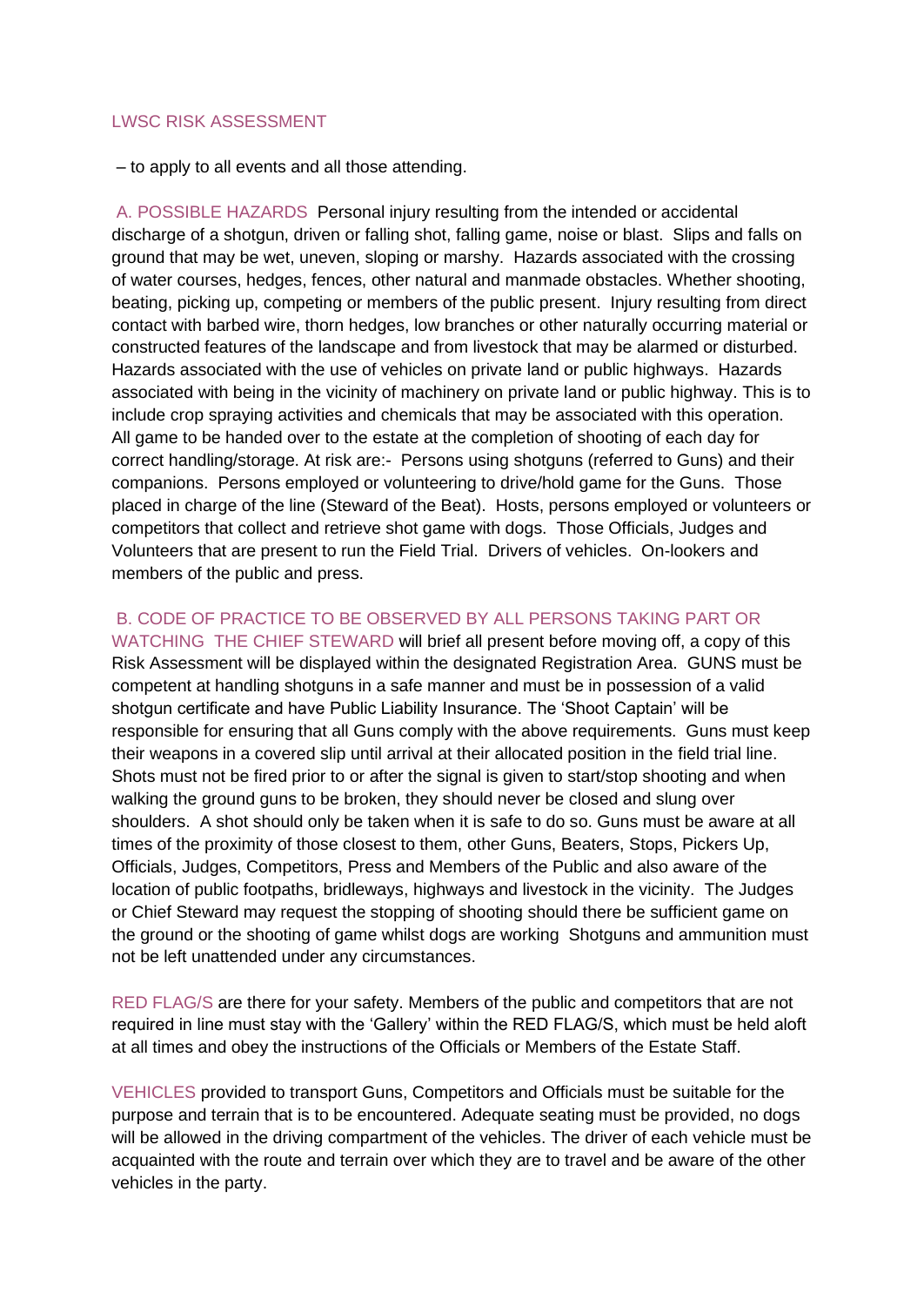## LWSC RISK ASSESSMENT

– to apply to all events and all those attending.

**A. POSSIBLE HAZARDS** Personal injury resulting from the intended or accidental discharge of a shotgun, driven or falling shot, falling game, noise or blast. Slips and falls on ground that may be wet, uneven, sloping or marshy. Hazards associated with the crossing of water courses, hedges, fences, other natural and manmade obstacles. Whether shooting, beating, picking up, competing or members of the public present. Injury resulting from direct contact with barbed wire, thorn hedges, low branches or other naturally occurring material or constructed features of the landscape and from livestock that may be alarmed or disturbed. Hazards associated with the use of vehicles on private land or public highways. Hazards associated with being in the vicinity of machinery on private land or public highway. This is to include crop spraying activities and chemicals that may be associated with this operation. All game to be handed over to the estate at the completion of shooting of each day for correct handling/storage. At risk are:- Persons using shotguns (referred to Guns) and their companions. Persons employed or volunteering to drive/hold game for the Guns. Those placed in charge of the line (Steward of the Beat). Hosts, persons employed or volunteers or competitors that collect and retrieve shot game with dogs. Those Officials, Judges and Volunteers that are present to run the Field Trial. Drivers of vehicles. On-lookers and members of the public and press.

**B. CODE OF PRACTICE TO BE OBSERVED BY ALL PERSONS TAKING PART OR WATCHING** **THE CHIEF STEWARD** will brief all present before moving off, a copy of this Risk Assessment will be displayed within the designated Registration Area. GUNS must be competent at handling shotguns in a safe manner and must be in possession of a valid shotgun certificate and have Public Liability Insurance. The 'Shoot Captain' will be responsible for ensuring that all Guns comply with the above requirements. Guns must keep their weapons in a covered slip until arrival at their allocated position in the field trial line. Shots must not be fired prior to or after the signal is given to start/stop shooting and when walking the ground guns to be broken, they should never be closed and slung over shoulders. A shot should only be taken when it is safe to do so. Guns must be aware at all times of the proximity of those closest to them, other Guns, Beaters, Stops, Pickers Up, Officials, Judges, Competitors, Press and Members of the Public and also aware of the location of public footpaths, bridleways, highways and livestock in the vicinity. The Judges or Chief Steward may request the stopping of shooting should there be sufficient game on the ground or the shooting of game whilst dogs are working Shotguns and ammunition must not be left unattended under any circumstances.

**RED FLAG/S** are there for your safety. Members of the public and competitors that are not required in line must stay with the 'Gallery' within the RED FLAG/S, which must be held aloft at all times and obey the instructions of the Officials or Members of the Estate Staff.

**VEHICLES** provided to transport Guns, Competitors and Officials must be suitable for the purpose and terrain that is to be encountered. Adequate seating must be provided, no dogs will be allowed in the driving compartment of the vehicles. The driver of each vehicle must be acquainted with the route and terrain over which they are to travel and be aware of the other vehicles in the party.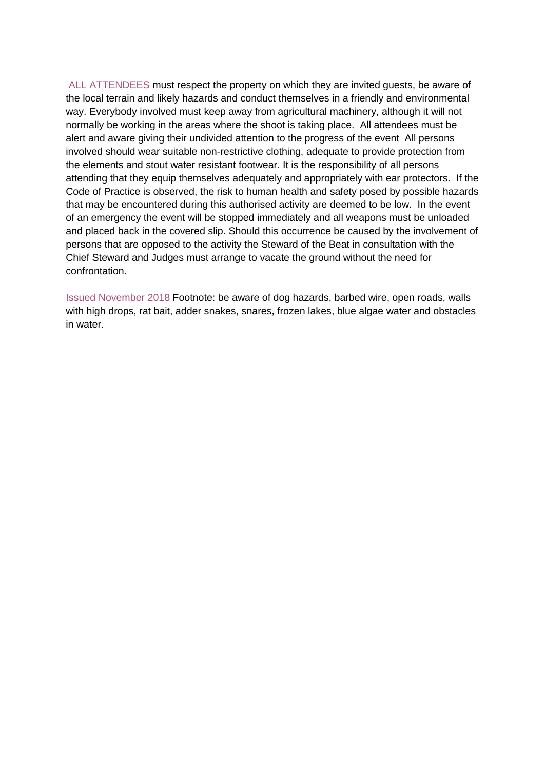ALL ATTENDEES must respect the property on which they are invited guests, be aware of the local terrain and likely hazards and conduct themselves in a friendly and environmental way. Everybody involved must keep away from agricultural machinery, although it will not normally be working in the areas where the shoot is taking place. All attendees must be alert and aware giving their undivided attention to the progress of the event All persons involved should wear suitable non-restrictive clothing, adequate to provide protection from the elements and stout water resistant footwear. It is the responsibility of all persons attending that they equip themselves adequately and appropriately with ear protectors. If the Code of Practice is observed, the risk to human health and safety posed by possible hazards that may be encountered during this authorised activity are deemed to be low. In the event of an emergency the event will be stopped immediately and all weapons must be unloaded and placed back in the covered slip. Should this occurrence be caused by the involvement of persons that are opposed to the activity the Steward of the Beat in consultation with the Chief Steward and Judges must arrange to vacate the ground without the need for confrontation.

Issued November 2018 Footnote: be aware of dog hazards, barbed wire, open roads, walls with high drops, rat bait, adder snakes, snares, frozen lakes, blue algae water and obstacles in water.